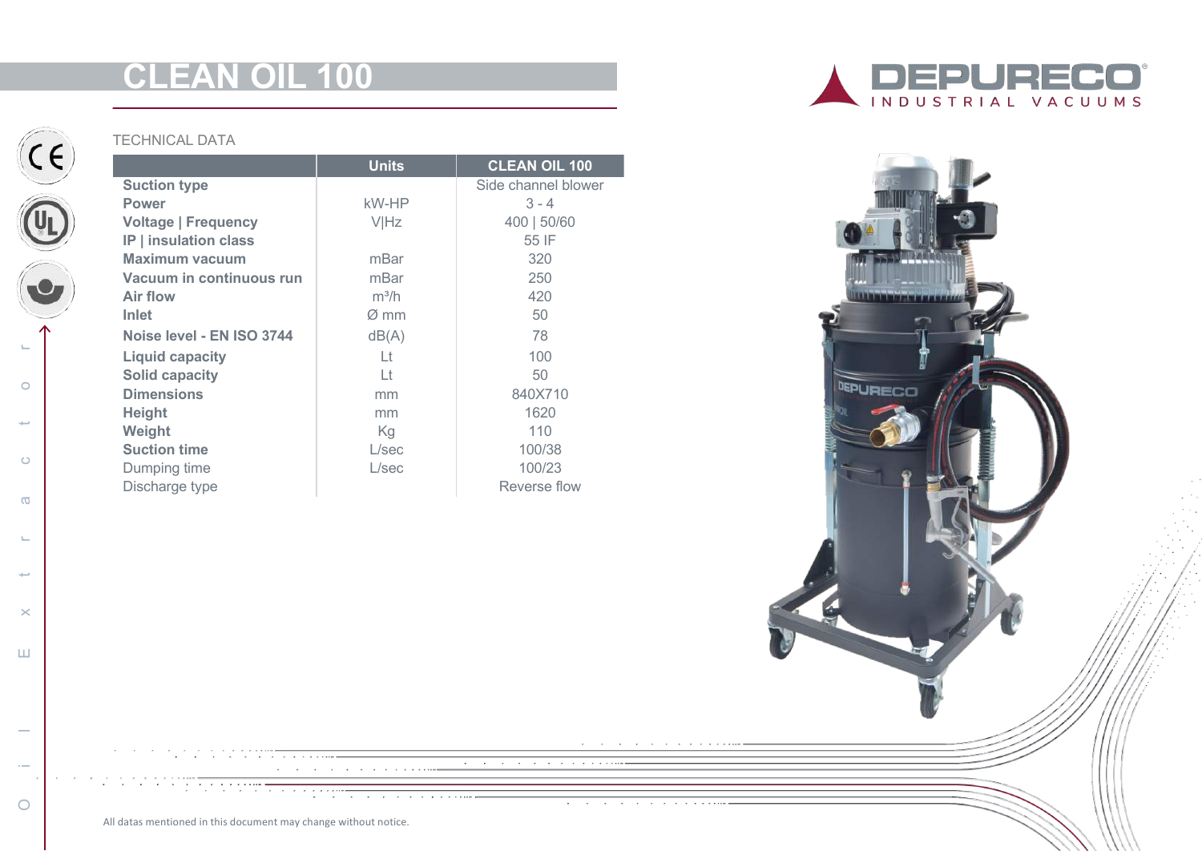# CLEAN OIL 100

DEPURECO INDUSTRIAL VACUUMS

Oil Extractor

TECHNICAL DATA

| | Units | CLEAN OIL 100 |
|---|---|---|
| **Suction type** | | Side channel blower |
| **Power** | kW-HP | 3 - 4 |
| **Voltage \| Frequency** | V\|Hz | 400 \| 50/60 |
| **IP \| insulation class** | | 55 IF |
| **Maximum vacuum** | mBar | 320 |
| **Vacuum in continuous run** | mBar | 250 |
| **Air flow** | m³/h | 420 |
| **Inlet** | Ø mm | 50 |
| **Noise level - EN ISO 3744** | dB(A) | 78 |
| **Liquid capacity** | Lt | 100 |
| **Solid capacity** | Lt | 50 |
| **Dimensions** | mm | 840X710 |
| **Height** | mm | 1620 |
| **Weight** | Kg | 110 |
| **Suction time** | L/sec | 100/38 |
| Dumping time | L/sec | 100/23 |
| Discharge type | | Reverse flow |

All datas mentioned in this document may change without notice.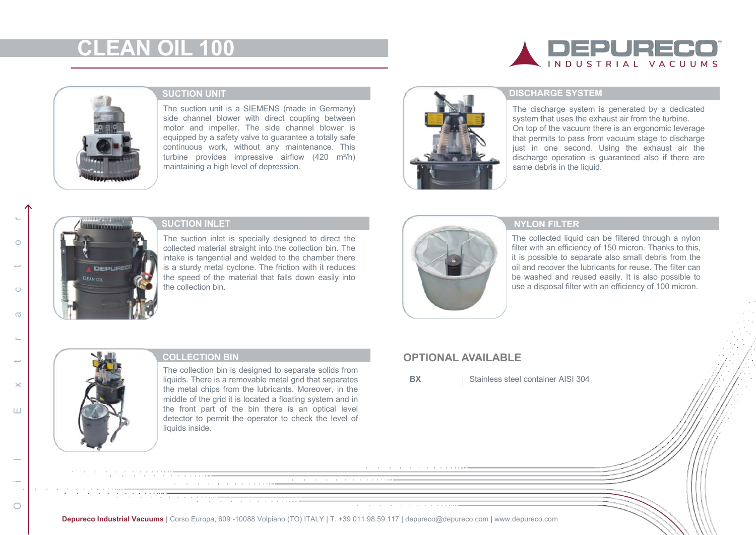# CLEAN OIL 100

DEPURECO INDUSTRIAL VACUUMS

## SUCTION UNIT

The suction unit is a SIEMENS (made in Germany) side channel blower with direct coupling between motor and impeller. The side channel blower is equipped by a safety valve to guarantee a totally safe continuous work, without any maintenance. This turbine provides impressive airflow (420 m³/h) maintaining a high level of depression.

## DISCHARGE SYSTEM

The discharge system is generated by a dedicated system that uses the exhaust air from the turbine. On top of the vacuum there is an ergonomic leverage that permits to pass from vacuum stage to discharge just in one second. Using the exhaust air the discharge operation is guaranteed also if there are same debris in the liquid.

## SUCTION INLET

The suction inlet is specially designed to direct the collected material straight into the collection bin. The intake is tangential and welded to the chamber there is a sturdy metal cyclone. The friction with it reduces the speed of the material that falls down easily into the collection bin.

## NYLON FILTER

The collected liquid can be filtered through a nylon filter with an efficiency of 150 micron. Thanks to this, it is possible to separate also small debris from the oil and recover the lubricants for reuse. The filter can be washed and reused easily. It is also possible to use a disposal filter with an efficiency of 100 micron.

## COLLECTION BIN

The collection bin is designed to separate solids from liquids. There is a removable metal grid that separates the metal chips from the lubricants. Moreover, in the middle of the grid it is located a floating system and in the front part of the bin there is an optical level detector to permit the operator to check the level of liquids inside.

## OPTIONAL AVAILABLE

| | |
|---|---|
| BX | Stainless steel container AISI 304 |

Oil Extractor

**Depureco Industrial Vacuums** | Corso Europa, 609 -10088 Volpiano (TO) ITALY | T. +39 011.98.59.117 | depureco@depureco.com | www.depureco.com